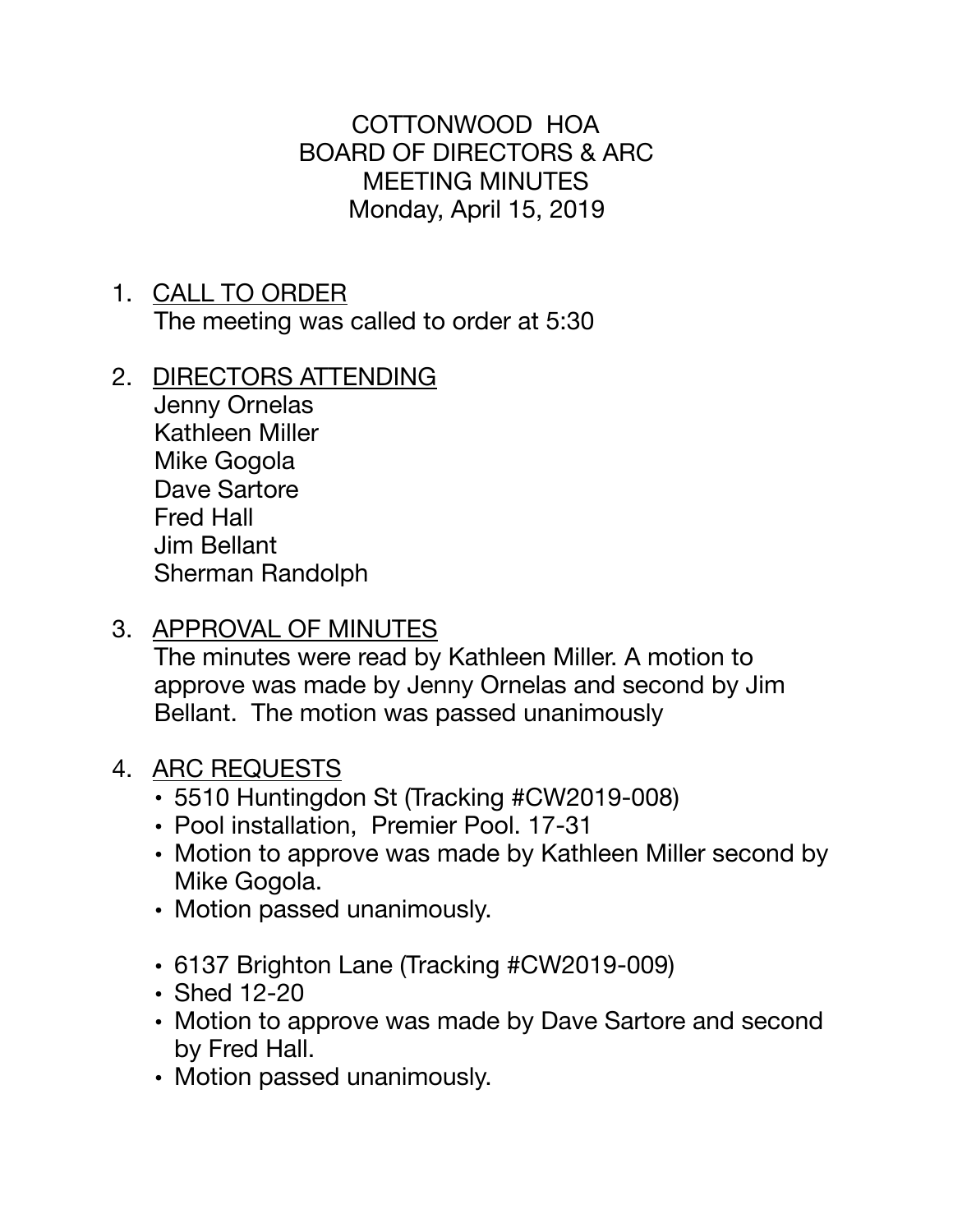# COTTONWOOD HOA
## BOARD OF DIRECTORS & ARC
## MEETING MINUTES
### Monday, April 15, 2019

1. <u>CALL TO ORDER</u>
   The meeting was called to order at 5:30

2. <u>DIRECTORS ATTENDING</u>
   Jenny Ornelas
   Kathleen Miller
   Mike Gogola
   Dave Sartore
   Fred Hall
   Jim Bellant
   Sherman Randolph

3. <u>APPROVAL OF MINUTES</u>
   The minutes were read by Kathleen Miller. A motion to approve was made by Jenny Ornelas and second by Jim Bellant. The motion was passed unanimously

4. <u>ARC REQUESTS</u>
   - 5510 Huntingdon St (Tracking #CW2019-008)
   - Pool installation, Premier Pool. 17-31
   - Motion to approve was made by Kathleen Miller second by Mike Gogola.
   - Motion passed unanimously.

   - 6137 Brighton Lane (Tracking #CW2019-009)
   - Shed 12-20
   - Motion to approve was made by Dave Sartore and second by Fred Hall.
   - Motion passed unanimously.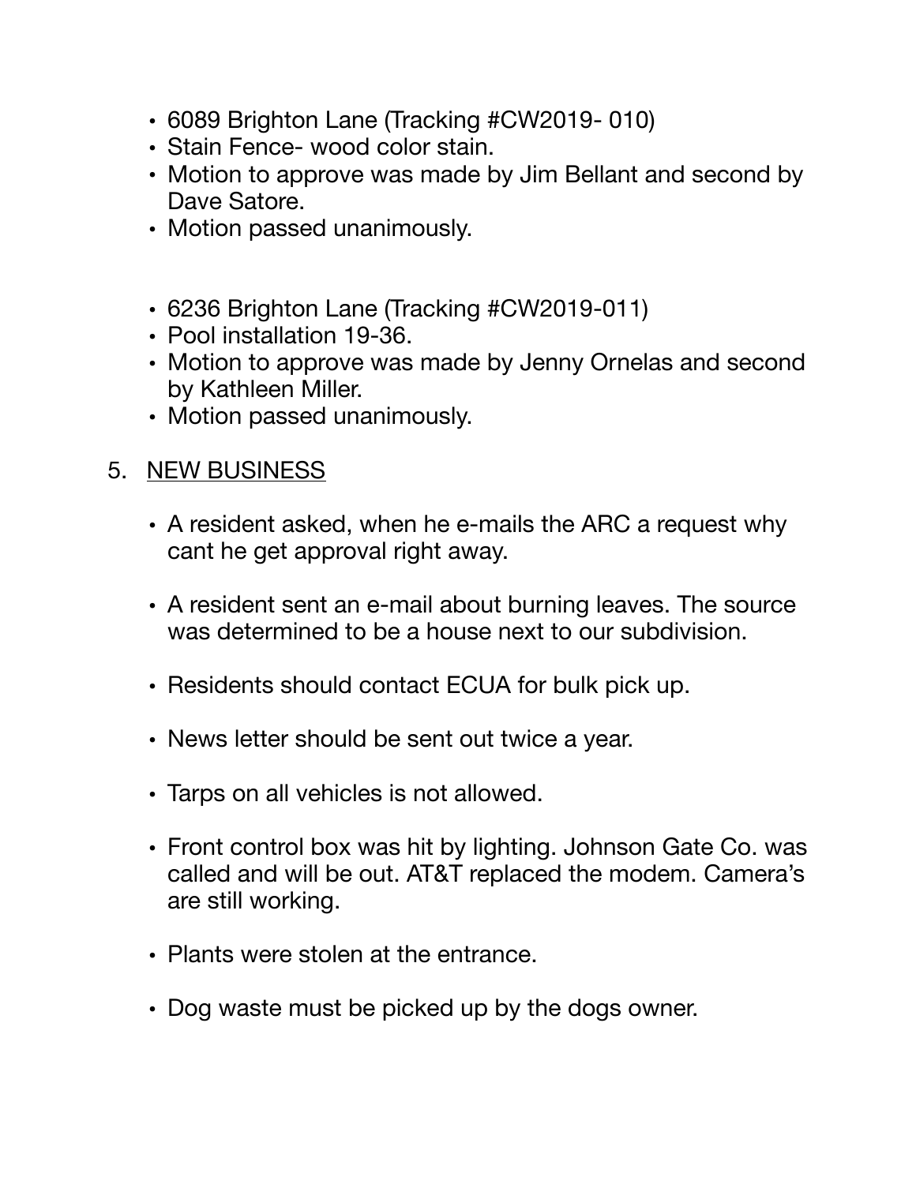- 6089 Brighton Lane (Tracking #CW2019- 010)
- Stain Fence- wood color stain.
- Motion to approve was made by Jim Bellant and second by Dave Satore.
- Motion passed unanimously.

- 6236 Brighton Lane (Tracking #CW2019-011)
- Pool installation 19-36.
- Motion to approve was made by Jenny Ornelas and second by Kathleen Miller.
- Motion passed unanimously.

5. NEW BUSINESS

- A resident asked, when he e-mails the ARC a request why cant he get approval right away.

- A resident sent an e-mail about burning leaves. The source was determined to be a house next to our subdivision.

- Residents should contact ECUA for bulk pick up.

- News letter should be sent out twice a year.

- Tarps on all vehicles is not allowed.

- Front control box was hit by lighting. Johnson Gate Co. was called and will be out. AT&T replaced the modem. Camera's are still working.

- Plants were stolen at the entrance.

- Dog waste must be picked up by the dogs owner.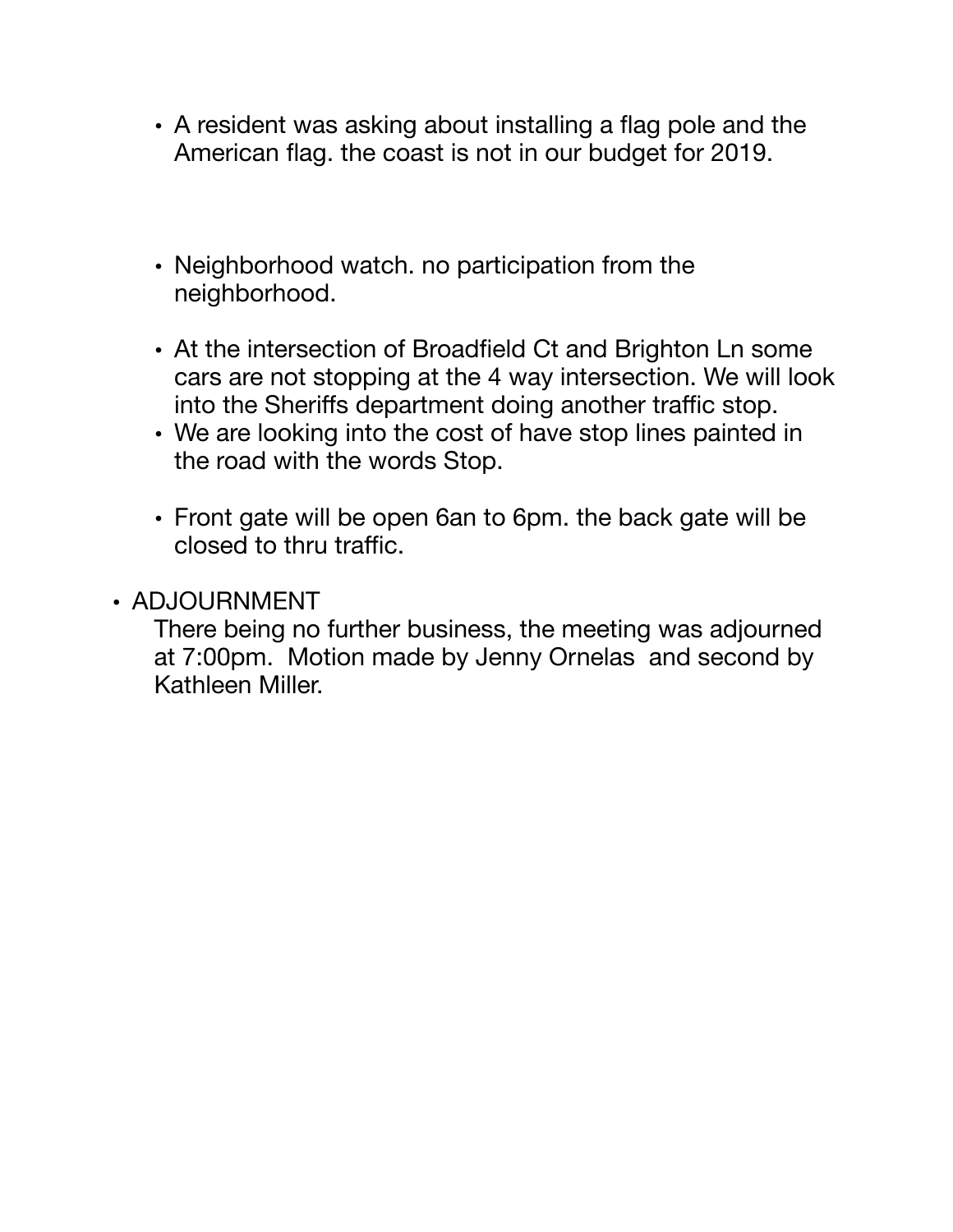- A resident was asking about installing a flag pole and the American flag. the coast is not in our budget for 2019.

- Neighborhood watch. no participation from the neighborhood.

- At the intersection of Broadfield Ct and Brighton Ln some cars are not stopping at the 4 way intersection. We will look into the Sheriffs department doing another traffic stop.
- We are looking into the cost of have stop lines painted in the road with the words Stop.

- Front gate will be open 6an to 6pm. the back gate will be closed to thru traffic.

- ADJOURNMENT
  There being no further business, the meeting was adjourned at 7:00pm. Motion made by Jenny Ornelas and second by Kathleen Miller.